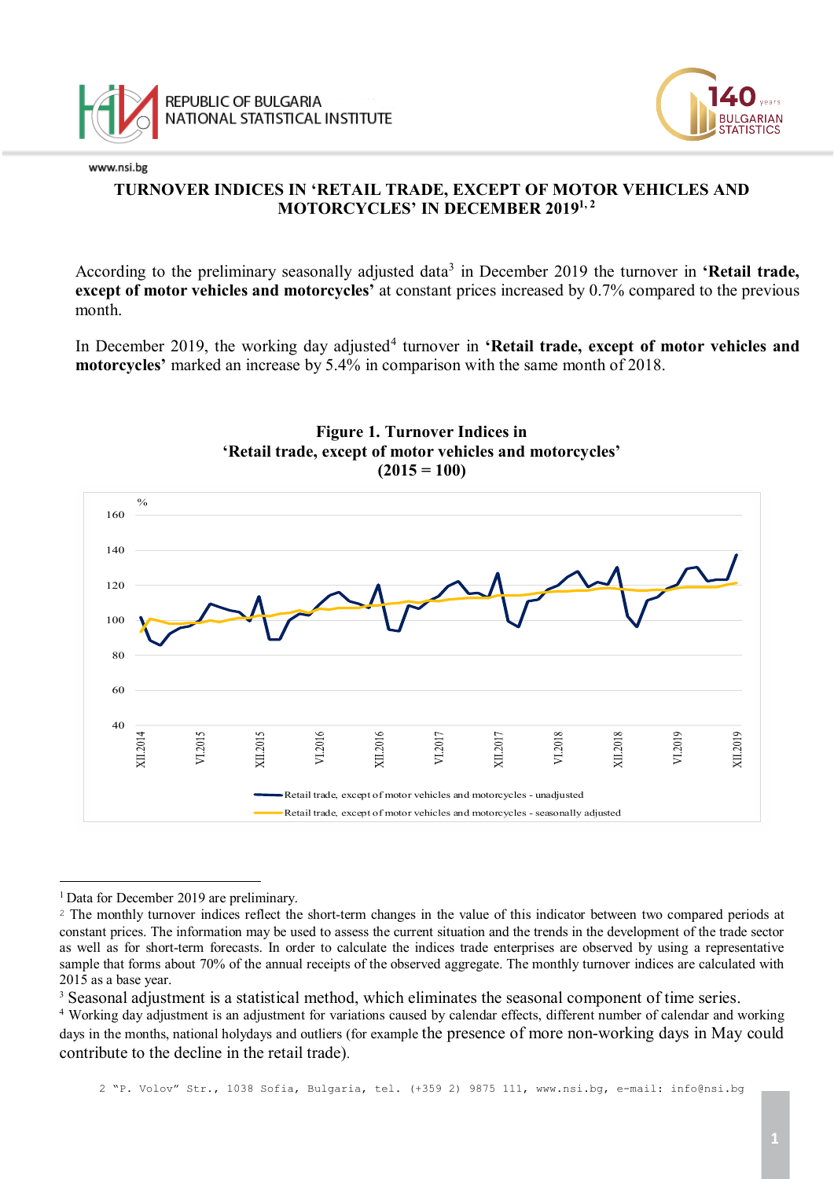REPUBLIC OF BULGARIA
NATIONAL STATISTICAL INSTITUTE

www.nsi.bg

# TURNOVER INDICES IN 'RETAIL TRADE, EXCEPT OF MOTOR VEHICLES AND MOTORCYCLES' IN DECEMBER 2019[1, 2]

According to the preliminary seasonally adjusted data[3] in December 2019 the turnover in **'Retail trade, except of motor vehicles and motorcycles'** at constant prices increased by 0.7% compared to the previous month.

In December 2019, the working day adjusted[4] turnover in **'Retail trade, except of motor vehicles and motorcycles'** marked an increase by 5.4% in comparison with the same month of 2018.

**Figure 1. Turnover Indices in 'Retail trade, except of motor vehicles and motorcycles' (2015 = 100)**

---

[1] Data for December 2019 are preliminary.

[2] The monthly turnover indices reflect the short-term changes in the value of this indicator between two compared periods at constant prices. The information may be used to assess the current situation and the trends in the development of the trade sector as well as for short-term forecasts. In order to calculate the indices trade enterprises are observed by using a representative sample that forms about 70% of the annual receipts of the observed aggregate. The monthly turnover indices are calculated with 2015 as a base year.

[3] Seasonal adjustment is a statistical method, which eliminates the seasonal component of time series.

[4] Working day adjustment is an adjustment for variations caused by calendar effects, different number of calendar and working days in the months, national holydays and outliers (for example the presence of more non-working days in May could contribute to the decline in the retail trade).

2 "P. Volov" Str., 1038 Sofia, Bulgaria, tel. (+359 2) 9875 111, www.nsi.bg, e-mail: info@nsi.bg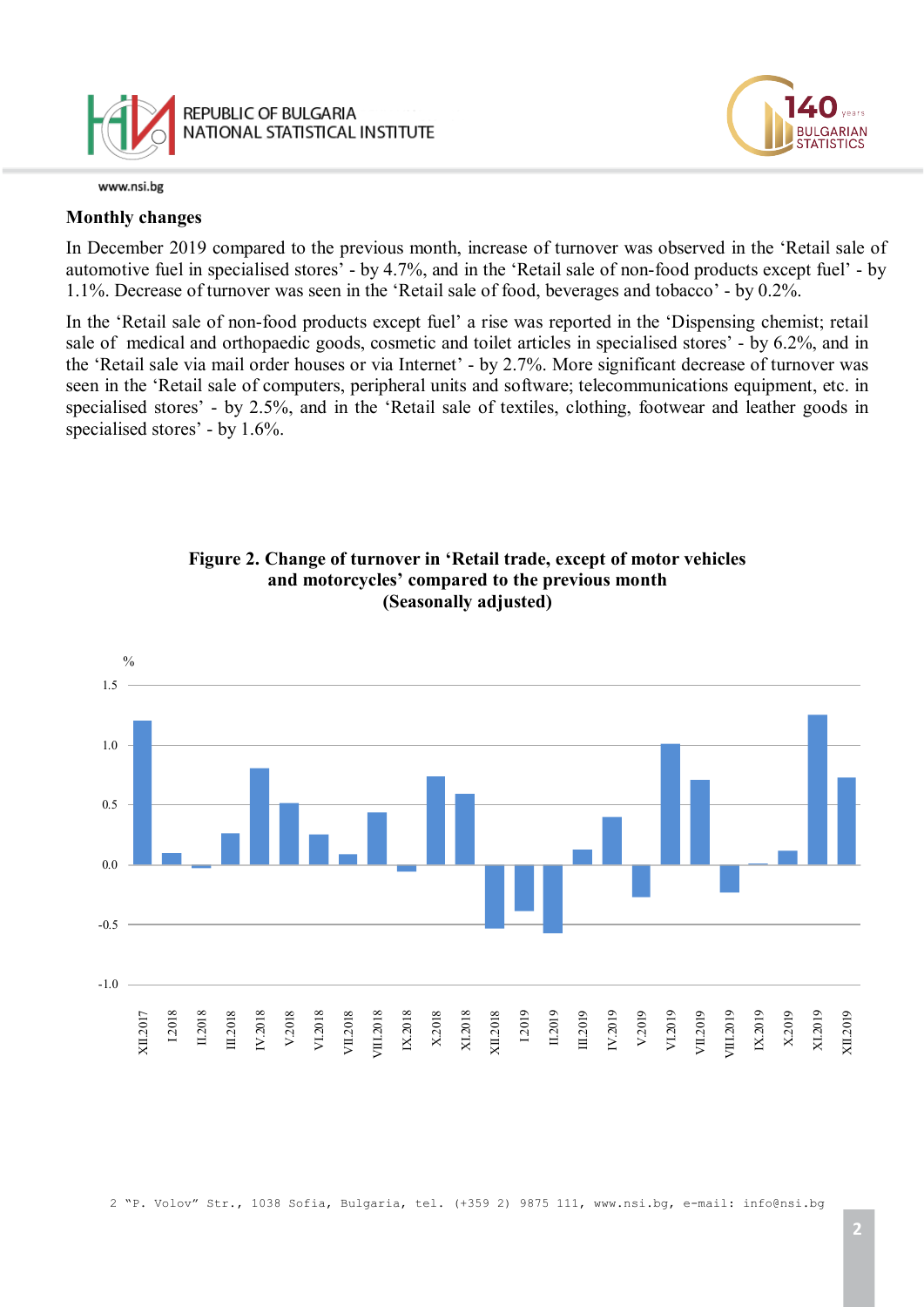## Monthly changes

In December 2019 compared to the previous month, increase of turnover was observed in the ‘Retail sale of automotive fuel in specialised stores’ - by 4.7%, and in the ‘Retail sale of non-food products except fuel’ - by 1.1%. Decrease of turnover was seen in the ‘Retail sale of food, beverages and tobacco’ - by 0.2%.

In the ‘Retail sale of non-food products except fuel’ a rise was reported in the ‘Dispensing chemist; retail sale of medical and orthopaedic goods, cosmetic and toilet articles in specialised stores’ - by 6.2%, and in the ‘Retail sale via mail order houses or via Internet’ - by 2.7%. More significant decrease of turnover was seen in the ‘Retail sale of computers, peripheral units and software; telecommunications equipment, etc. in specialised stores’ - by 2.5%, and in the ‘Retail sale of textiles, clothing, footwear and leather goods in specialised stores’ - by 1.6%.

**Figure 2. Change of turnover in ‘Retail trade, except of motor vehicles and motorcycles’ compared to the previous month (Seasonally adjusted)**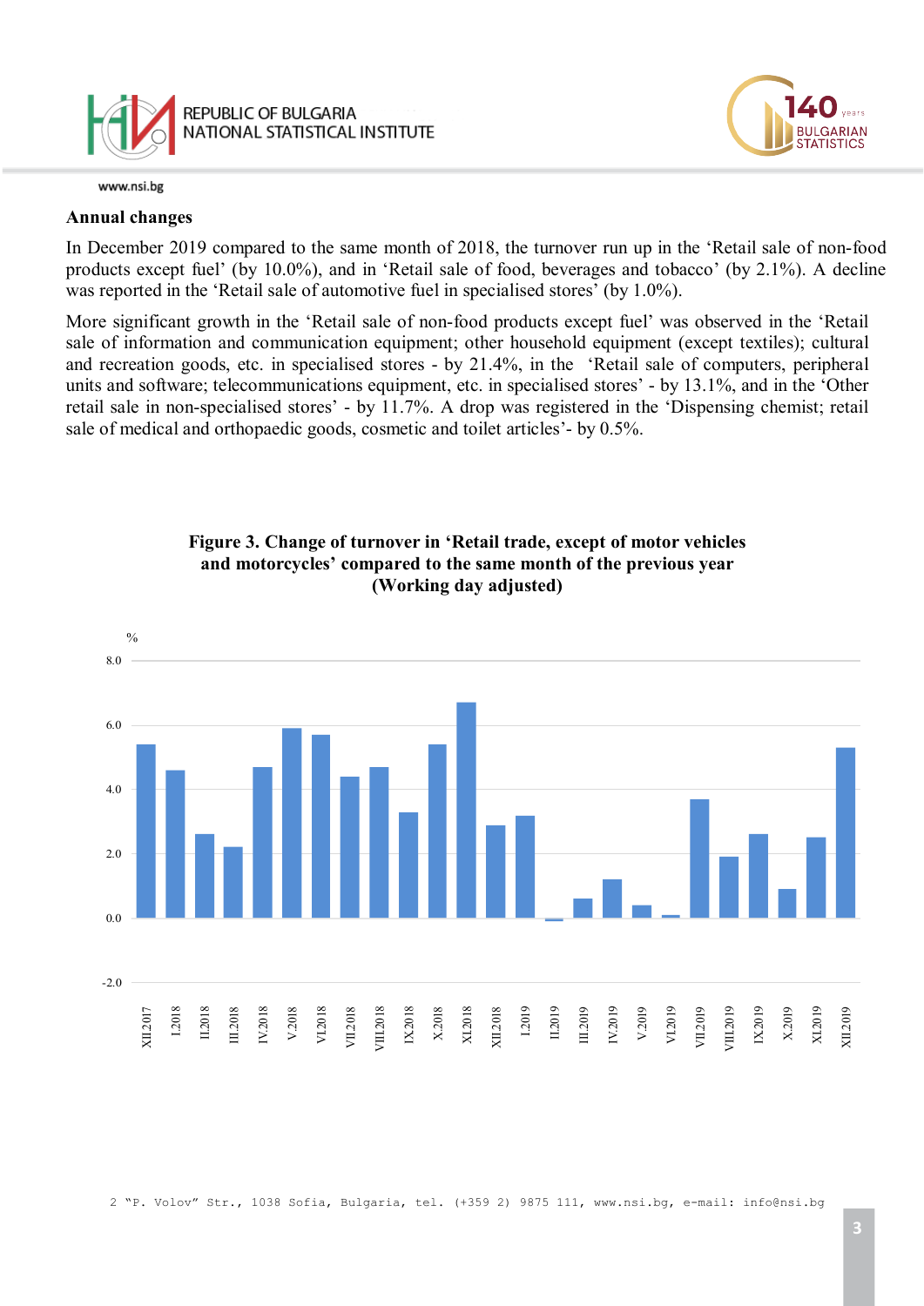## Annual changes

In December 2019 compared to the same month of 2018, the turnover run up in the 'Retail sale of non-food products except fuel' (by 10.0%), and in 'Retail sale of food, beverages and tobacco' (by 2.1%). A decline was reported in the 'Retail sale of automotive fuel in specialised stores' (by 1.0%).

More significant growth in the 'Retail sale of non-food products except fuel' was observed in the 'Retail sale of information and communication equipment; other household equipment (except textiles); cultural and recreation goods, etc. in specialised stores - by 21.4%, in the 'Retail sale of computers, peripheral units and software; telecommunications equipment, etc. in specialised stores' - by 13.1%, and in the 'Other retail sale in non-specialised stores' - by 11.7%. A drop was registered in the 'Dispensing chemist; retail sale of medical and orthopaedic goods, cosmetic and toilet articles'- by 0.5%.

**Figure 3. Change of turnover in 'Retail trade, except of motor vehicles and motorcycles' compared to the same month of the previous year (Working day adjusted)**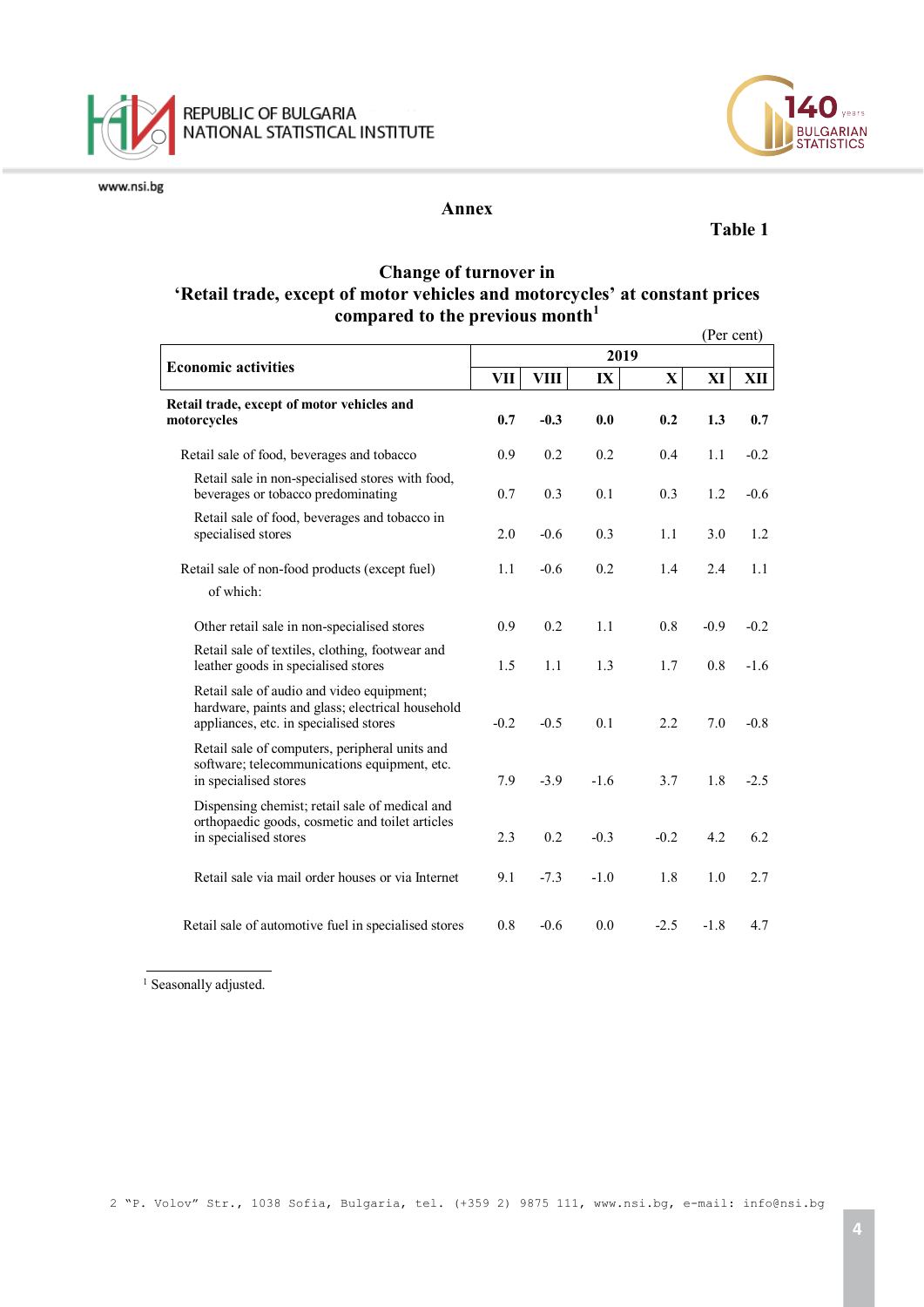## Annex

**Table 1**

### Change of turnover in 'Retail trade, except of motor vehicles and motorcycles' at constant prices compared to the previous month[1]

(Per cent)

| Economic activities | 2019 | | | | | |
|---|---|---|---|---|---|---|
| | VII | VIII | IX | X | XI | XII |
| **Retail trade, except of motor vehicles and motorcycles** | **0.7** | **-0.3** | **0.0** | **0.2** | **1.3** | **0.7** |
| Retail sale of food, beverages and tobacco | 0.9 | 0.2 | 0.2 | 0.4 | 1.1 | -0.2 |
| Retail sale in non-specialised stores with food, beverages or tobacco predominating | 0.7 | 0.3 | 0.1 | 0.3 | 1.2 | -0.6 |
| Retail sale of food, beverages and tobacco in specialised stores | 2.0 | -0.6 | 0.3 | 1.1 | 3.0 | 1.2 |
| Retail sale of non-food products (except fuel) | 1.1 | -0.6 | 0.2 | 1.4 | 2.4 | 1.1 |
| of which: | | | | | | |
| Other retail sale in non-specialised stores | 0.9 | 0.2 | 1.1 | 0.8 | -0.9 | -0.2 |
| Retail sale of textiles, clothing, footwear and leather goods in specialised stores | 1.5 | 1.1 | 1.3 | 1.7 | 0.8 | -1.6 |
| Retail sale of audio and video equipment; hardware, paints and glass; electrical household appliances, etc. in specialised stores | -0.2 | -0.5 | 0.1 | 2.2 | 7.0 | -0.8 |
| Retail sale of computers, peripheral units and software; telecommunications equipment, etc. in specialised stores | 7.9 | -3.9 | -1.6 | 3.7 | 1.8 | -2.5 |
| Dispensing chemist; retail sale of medical and orthopaedic goods, cosmetic and toilet articles in specialised stores | 2.3 | 0.2 | -0.3 | -0.2 | 4.2 | 6.2 |
| Retail sale via mail order houses or via Internet | 9.1 | -7.3 | -1.0 | 1.8 | 1.0 | 2.7 |
| Retail sale of automotive fuel in specialised stores | 0.8 | -0.6 | 0.0 | -2.5 | -1.8 | 4.7 |

[1] Seasonally adjusted.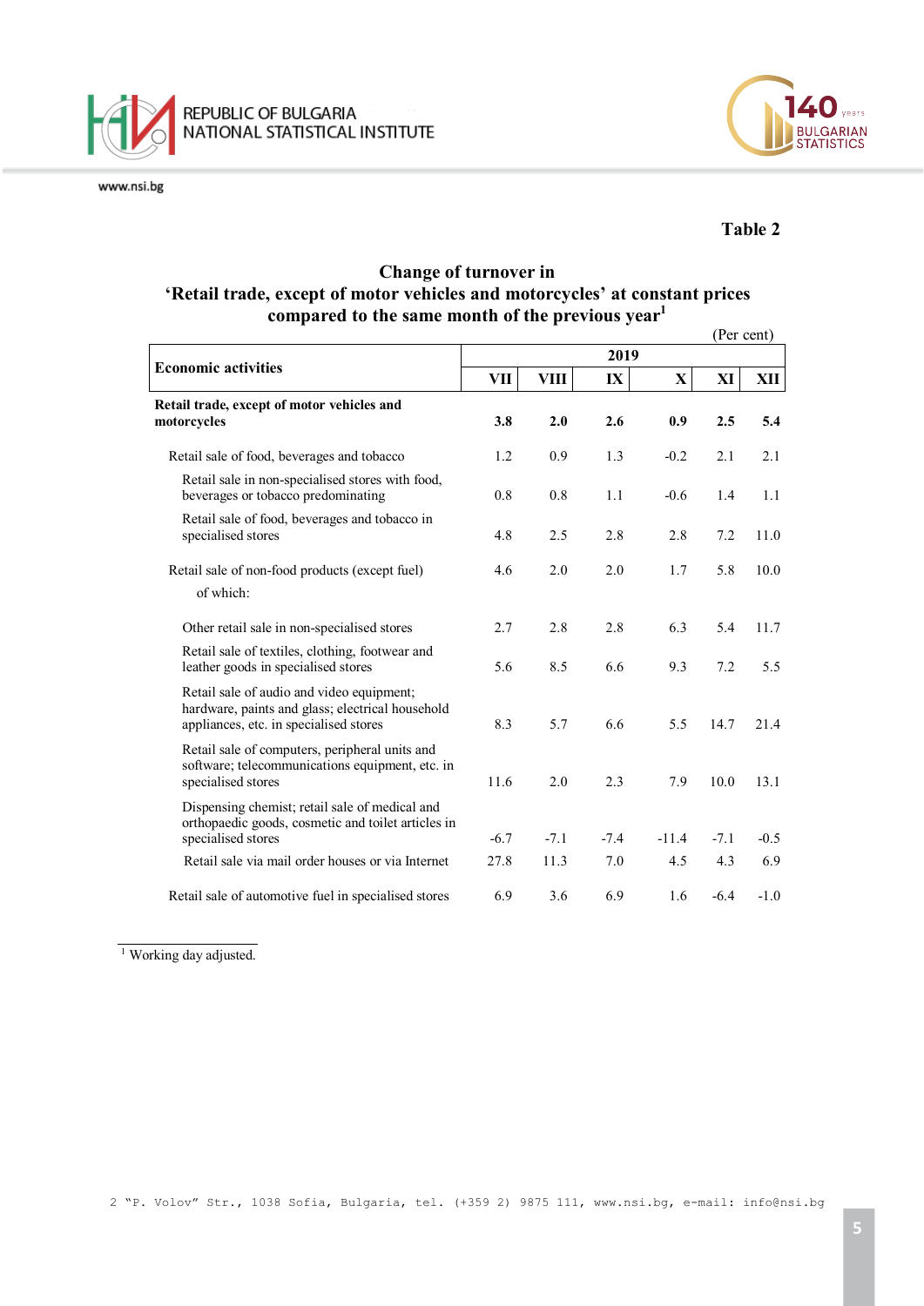**Table 2**

**Change of turnover in**
**'Retail trade, except of motor vehicles and motorcycles' at constant prices compared to the same month of the previous year**[1]

(Per cent)

| Economic activities | 2019 | | | | | |
|---|---|---|---|---|---|---|
| | VII | VIII | IX | X | XI | XII |
| **Retail trade, except of motor vehicles and motorcycles** | **3.8** | **2.0** | **2.6** | **0.9** | **2.5** | **5.4** |
| Retail sale of food, beverages and tobacco | 1.2 | 0.9 | 1.3 | -0.2 | 2.1 | 2.1 |
| Retail sale in non-specialised stores with food, beverages or tobacco predominating | 0.8 | 0.8 | 1.1 | -0.6 | 1.4 | 1.1 |
| Retail sale of food, beverages and tobacco in specialised stores | 4.8 | 2.5 | 2.8 | 2.8 | 7.2 | 11.0 |
| Retail sale of non-food products (except fuel) | 4.6 | 2.0 | 2.0 | 1.7 | 5.8 | 10.0 |
| of which: | | | | | | |
| Other retail sale in non-specialised stores | 2.7 | 2.8 | 2.8 | 6.3 | 5.4 | 11.7 |
| Retail sale of textiles, clothing, footwear and leather goods in specialised stores | 5.6 | 8.5 | 6.6 | 9.3 | 7.2 | 5.5 |
| Retail sale of audio and video equipment; hardware, paints and glass; electrical household appliances, etc. in specialised stores | 8.3 | 5.7 | 6.6 | 5.5 | 14.7 | 21.4 |
| Retail sale of computers, peripheral units and software; telecommunications equipment, etc. in specialised stores | 11.6 | 2.0 | 2.3 | 7.9 | 10.0 | 13.1 |
| Dispensing chemist; retail sale of medical and orthopaedic goods, cosmetic and toilet articles in specialised stores | -6.7 | -7.1 | -7.4 | -11.4 | -7.1 | -0.5 |
| Retail sale via mail order houses or via Internet | 27.8 | 11.3 | 7.0 | 4.5 | 4.3 | 6.9 |
| Retail sale of automotive fuel in specialised stores | 6.9 | 3.6 | 6.9 | 1.6 | -6.4 | -1.0 |

[1] Working day adjusted.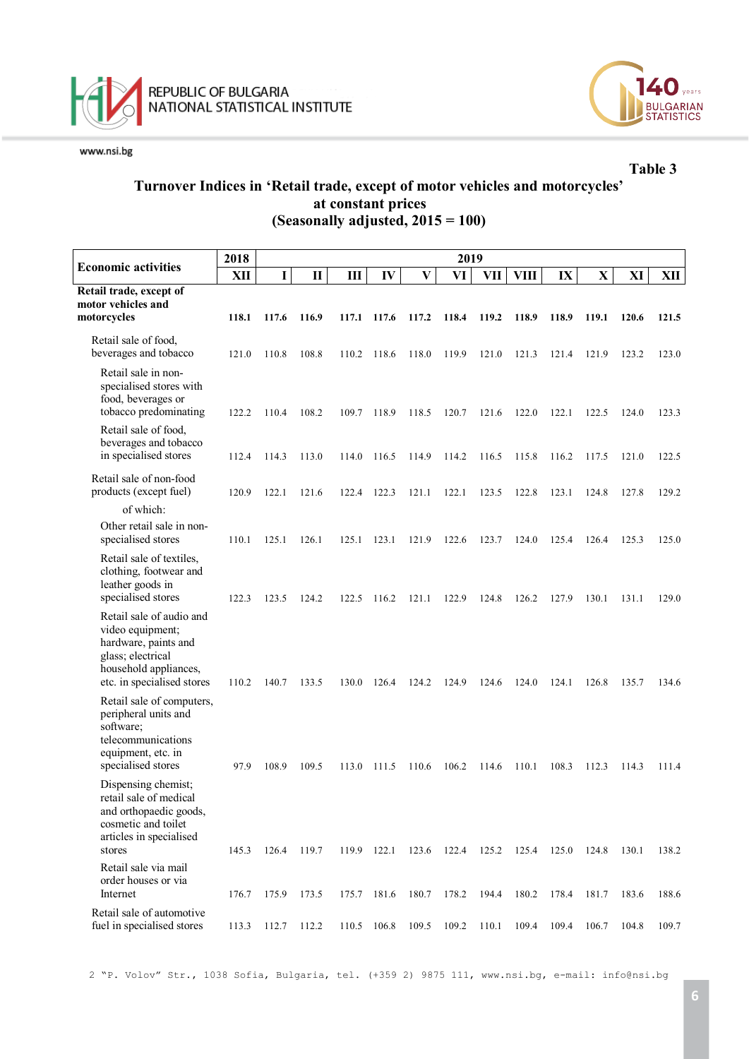**Table 3**

## Turnover Indices in 'Retail trade, except of motor vehicles and motorcycles' at constant prices (Seasonally adjusted, 2015 = 100)

| Economic activities | 2018 | 2019 | | | | | | | | | | | |
|---|---|---|---|---|---|---|---|---|---|---|---|---|---|
| | XII | I | II | III | IV | V | VI | VII | VIII | IX | X | XI | XII |
| **Retail trade, except of motor vehicles and motorcycles** | **118.1** | **117.6** | **116.9** | **117.1** | **117.6** | **117.2** | **118.4** | **119.2** | **118.9** | **118.9** | **119.1** | **120.6** | **121.5** |
| Retail sale of food, beverages and tobacco | 121.0 | 110.8 | 108.8 | 110.2 | 118.6 | 118.0 | 119.9 | 121.0 | 121.3 | 121.4 | 121.9 | 123.2 | 123.0 |
| Retail sale in non-specialised stores with food, beverages or tobacco predominating | 122.2 | 110.4 | 108.2 | 109.7 | 118.9 | 118.5 | 120.7 | 121.6 | 122.0 | 122.1 | 122.5 | 124.0 | 123.3 |
| Retail sale of food, beverages and tobacco in specialised stores | 112.4 | 114.3 | 113.0 | 114.0 | 116.5 | 114.9 | 114.2 | 116.5 | 115.8 | 116.2 | 117.5 | 121.0 | 122.5 |
| Retail sale of non-food products (except fuel) | 120.9 | 122.1 | 121.6 | 122.4 | 122.3 | 121.1 | 122.1 | 123.5 | 122.8 | 123.1 | 124.8 | 127.8 | 129.2 |
| of which: | | | | | | | | | | | | | |
| Other retail sale in non-specialised stores | 110.1 | 125.1 | 126.1 | 125.1 | 123.1 | 121.9 | 122.6 | 123.7 | 124.0 | 125.4 | 126.4 | 125.3 | 125.0 |
| Retail sale of textiles, clothing, footwear and leather goods in specialised stores | 122.3 | 123.5 | 124.2 | 122.5 | 116.2 | 121.1 | 122.9 | 124.8 | 126.2 | 127.9 | 130.1 | 131.1 | 129.0 |
| Retail sale of audio and video equipment; hardware, paints and glass; electrical household appliances, etc. in specialised stores | 110.2 | 140.7 | 133.5 | 130.0 | 126.4 | 124.2 | 124.9 | 124.6 | 124.0 | 124.1 | 126.8 | 135.7 | 134.6 |
| Retail sale of computers, peripheral units and software; telecommunications equipment, etc. in specialised stores | 97.9 | 108.9 | 109.5 | 113.0 | 111.5 | 110.6 | 106.2 | 114.6 | 110.1 | 108.3 | 112.3 | 114.3 | 111.4 |
| Dispensing chemist; retail sale of medical and orthopaedic goods, cosmetic and toilet articles in specialised stores | 145.3 | 126.4 | 119.7 | 119.9 | 122.1 | 123.6 | 122.4 | 125.2 | 125.4 | 125.0 | 124.8 | 130.1 | 138.2 |
| Retail sale via mail order houses or via Internet | 176.7 | 175.9 | 173.5 | 175.7 | 181.6 | 180.7 | 178.2 | 194.4 | 180.2 | 178.4 | 181.7 | 183.6 | 188.6 |
| Retail sale of automotive fuel in specialised stores | 113.3 | 112.7 | 112.2 | 110.5 | 106.8 | 109.5 | 109.2 | 110.1 | 109.4 | 109.4 | 106.7 | 104.8 | 109.7 |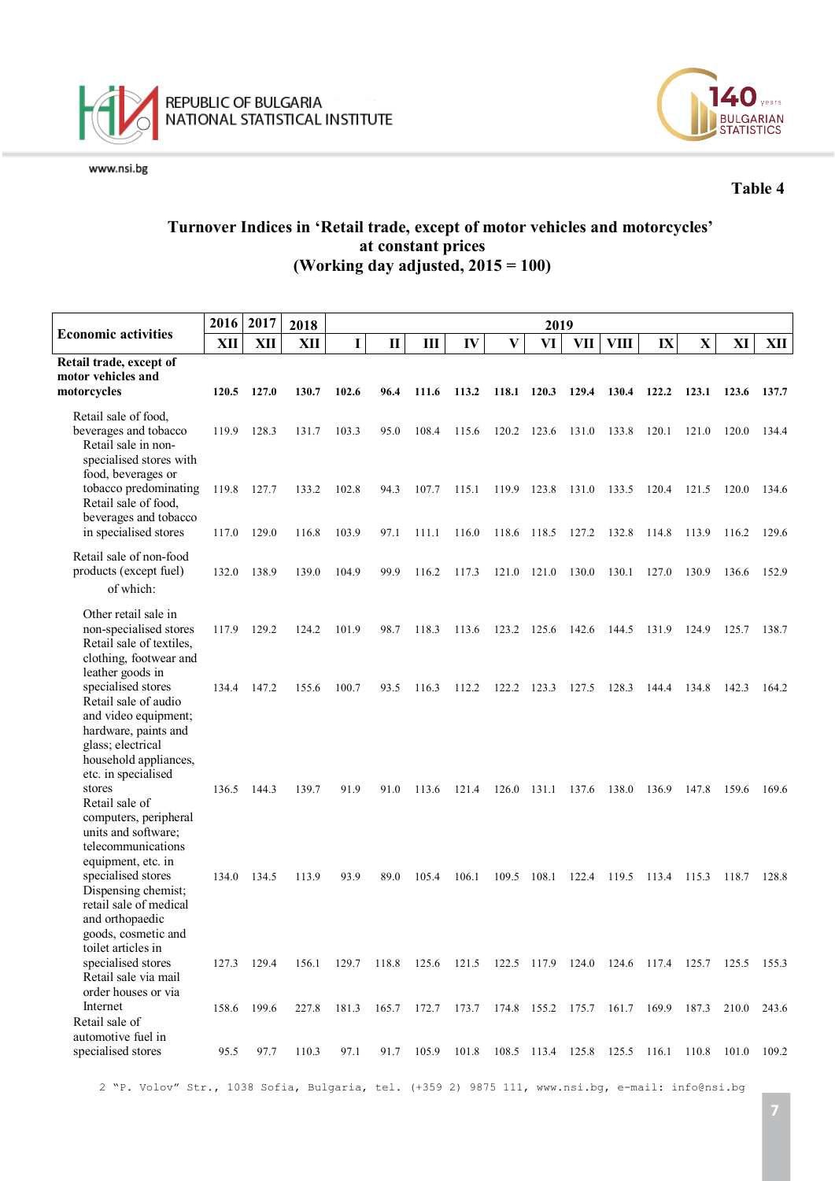**Table 4**

## Turnover Indices in 'Retail trade, except of motor vehicles and motorcycles' at constant prices (Working day adjusted, 2015 = 100)

| Economic activities | 2016 | 2017 | 2018 | 2019 | | | | | | | | | | | |
|---|---|---|---|---|---|---|---|---|---|---|---|---|---|---|---|
| | XII | XII | XII | I | II | III | IV | V | VI | VII | VIII | IX | X | XI | XII |
| **Retail trade, except of motor vehicles and motorcycles** | **120.5** | **127.0** | **130.7** | **102.6** | **96.4** | **111.6** | **113.2** | **118.1** | **120.3** | **129.4** | **130.4** | **122.2** | **123.1** | **123.6** | **137.7** |
| Retail sale of food, beverages and tobacco | 119.9 | 128.3 | 131.7 | 103.3 | 95.0 | 108.4 | 115.6 | 120.2 | 123.6 | 131.0 | 133.8 | 120.1 | 121.0 | 120.0 | 134.4 |
| Retail sale in non-specialised stores with food, beverages or tobacco predominating | 119.8 | 127.7 | 133.2 | 102.8 | 94.3 | 107.7 | 115.1 | 119.9 | 123.8 | 131.0 | 133.5 | 120.4 | 121.5 | 120.0 | 134.6 |
| Retail sale of food, beverages and tobacco in specialised stores | 117.0 | 129.0 | 116.8 | 103.9 | 97.1 | 111.1 | 116.0 | 118.6 | 118.5 | 127.2 | 132.8 | 114.8 | 113.9 | 116.2 | 129.6 |
| Retail sale of non-food products (except fuel) | 132.0 | 138.9 | 139.0 | 104.9 | 99.9 | 116.2 | 117.3 | 121.0 | 121.0 | 130.0 | 130.1 | 127.0 | 130.9 | 136.6 | 152.9 |
| of which: | | | | | | | | | | | | | | | |
| Other retail sale in non-specialised stores | 117.9 | 129.2 | 124.2 | 101.9 | 98.7 | 118.3 | 113.6 | 123.2 | 125.6 | 142.6 | 144.5 | 131.9 | 124.9 | 125.7 | 138.7 |
| Retail sale of textiles, clothing, footwear and leather goods in specialised stores | 134.4 | 147.2 | 155.6 | 100.7 | 93.5 | 116.3 | 112.2 | 122.2 | 123.3 | 127.5 | 128.3 | 144.4 | 134.8 | 142.3 | 164.2 |
| Retail sale of audio and video equipment; hardware, paints and glass; electrical household appliances, etc. in specialised stores | 136.5 | 144.3 | 139.7 | 91.9 | 91.0 | 113.6 | 121.4 | 126.0 | 131.1 | 137.6 | 138.0 | 136.9 | 147.8 | 159.6 | 169.6 |
| Retail sale of computers, peripheral units and software; telecommunications equipment, etc. in specialised stores | 134.0 | 134.5 | 113.9 | 93.9 | 89.0 | 105.4 | 106.1 | 109.5 | 108.1 | 122.4 | 119.5 | 113.4 | 115.3 | 118.7 | 128.8 |
| Dispensing chemist; retail sale of medical and orthopaedic goods, cosmetic and toilet articles in specialised stores | 127.3 | 129.4 | 156.1 | 129.7 | 118.8 | 125.6 | 121.5 | 122.5 | 117.9 | 124.0 | 124.6 | 117.4 | 125.7 | 125.5 | 155.3 |
| Retail sale via mail order houses or via Internet | 158.6 | 199.6 | 227.8 | 181.3 | 165.7 | 172.7 | 173.7 | 174.8 | 155.2 | 175.7 | 161.7 | 169.9 | 187.3 | 210.0 | 243.6 |
| Retail sale of automotive fuel in specialised stores | 95.5 | 97.7 | 110.3 | 97.1 | 91.7 | 105.9 | 101.8 | 108.5 | 113.4 | 125.8 | 125.5 | 116.1 | 110.8 | 101.0 | 109.2 |